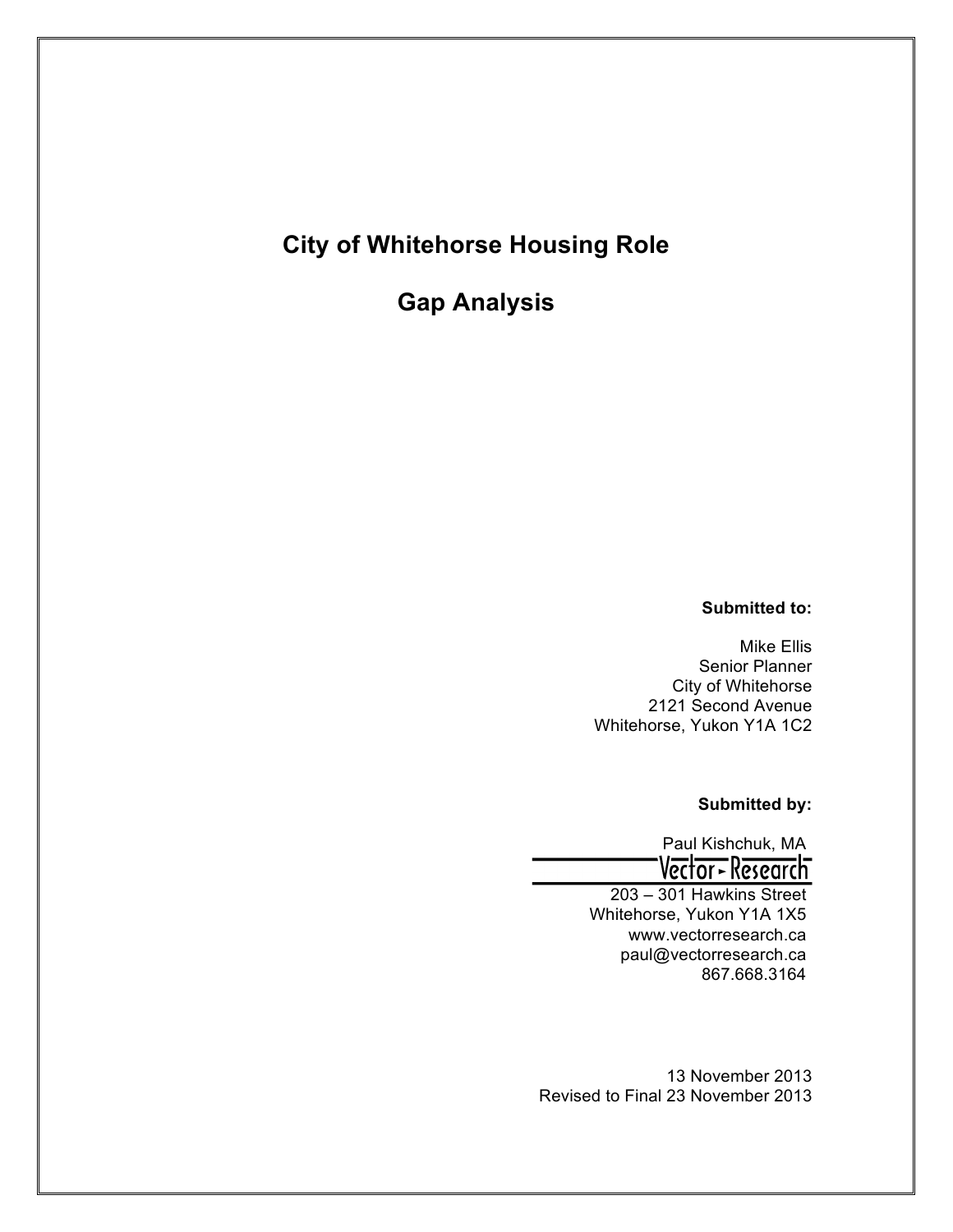# City of Whitehorse Housing Role

# Gap Analysis

**Submitted to:**

Mike Ellis
Senior Planner
City of Whitehorse
2121 Second Avenue
Whitehorse, Yukon Y1A 1C2

**Submitted by:**

Paul Kishchuk, MA
Vector-Research
203 – 301 Hawkins Street
Whitehorse, Yukon Y1A 1X5
www.vectorresearch.ca
paul@vectorresearch.ca
867.668.3164

13 November 2013
Revised to Final 23 November 2013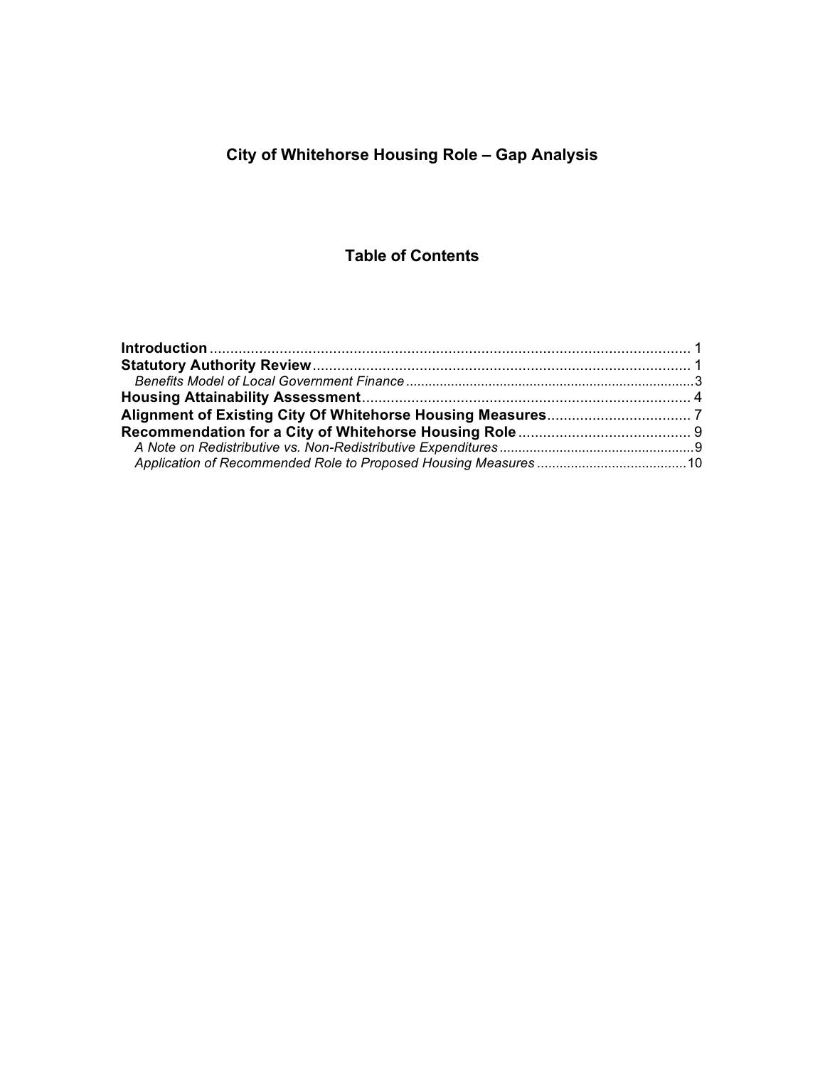# City of Whitehorse Housing Role – Gap Analysis

## Table of Contents

**Introduction** ........................................................................................................ 1
**Statutory Authority Review** ............................................................................... 1
*Benefits Model of Local Government Finance* ............................................................ 3
**Housing Attainability Assessment** ................................................................... 4
**Alignment of Existing City Of Whitehorse Housing Measures** ......................... 7
**Recommendation for a City of Whitehorse Housing Role** .................................. 9
*A Note on Redistributive vs. Non-Redistributive Expenditures* ..................................... 9
*Application of Recommended Role to Proposed Housing Measures* ............................ 10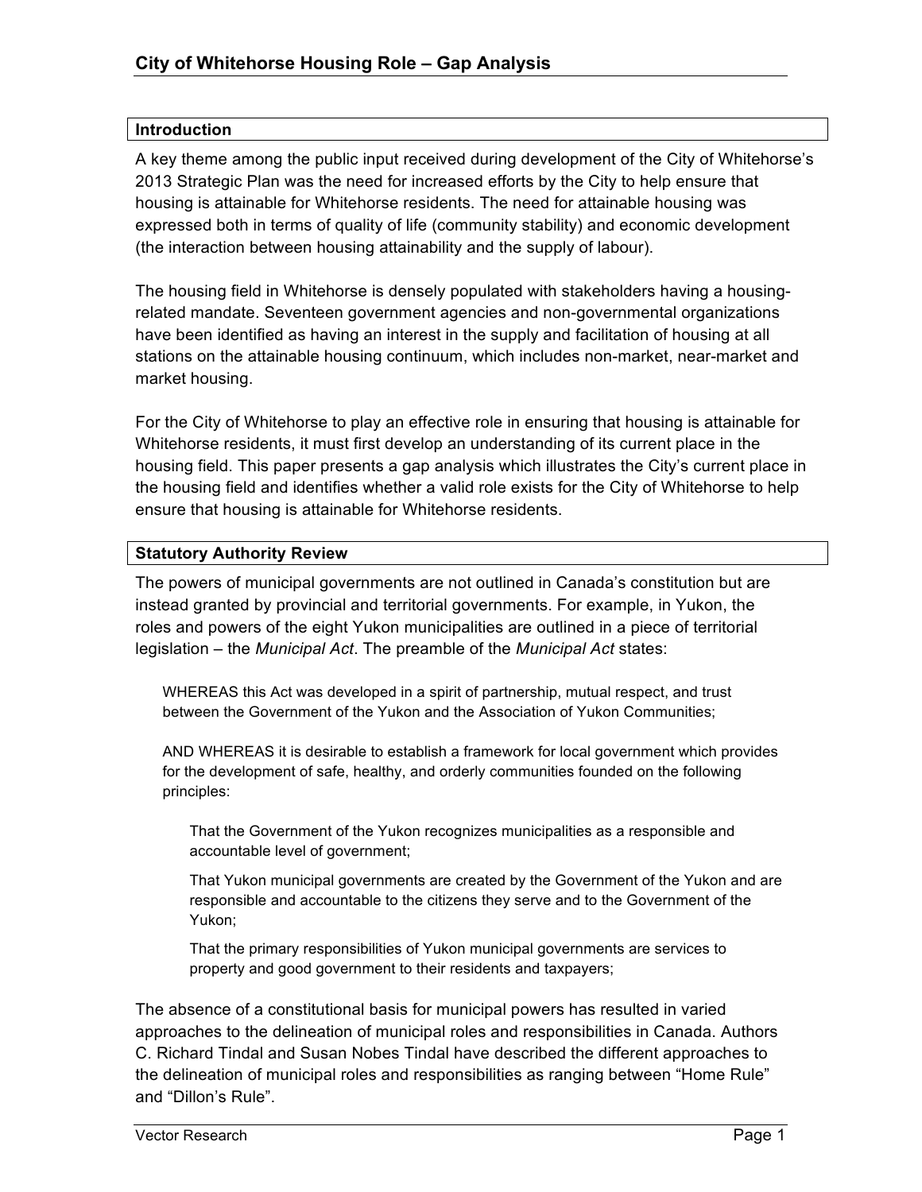# City of Whitehorse Housing Role – Gap Analysis

## Introduction

A key theme among the public input received during development of the City of Whitehorse's 2013 Strategic Plan was the need for increased efforts by the City to help ensure that housing is attainable for Whitehorse residents. The need for attainable housing was expressed both in terms of quality of life (community stability) and economic development (the interaction between housing attainability and the supply of labour).

The housing field in Whitehorse is densely populated with stakeholders having a housing-related mandate. Seventeen government agencies and non-governmental organizations have been identified as having an interest in the supply and facilitation of housing at all stations on the attainable housing continuum, which includes non-market, near-market and market housing.

For the City of Whitehorse to play an effective role in ensuring that housing is attainable for Whitehorse residents, it must first develop an understanding of its current place in the housing field. This paper presents a gap analysis which illustrates the City's current place in the housing field and identifies whether a valid role exists for the City of Whitehorse to help ensure that housing is attainable for Whitehorse residents.

## Statutory Authority Review

The powers of municipal governments are not outlined in Canada's constitution but are instead granted by provincial and territorial governments. For example, in Yukon, the roles and powers of the eight Yukon municipalities are outlined in a piece of territorial legislation – the *Municipal Act*. The preamble of the *Municipal Act* states:

> WHEREAS this Act was developed in a spirit of partnership, mutual respect, and trust between the Government of the Yukon and the Association of Yukon Communities;
>
> AND WHEREAS it is desirable to establish a framework for local government which provides for the development of safe, healthy, and orderly communities founded on the following principles:
>
>> That the Government of the Yukon recognizes municipalities as a responsible and accountable level of government;
>>
>> That Yukon municipal governments are created by the Government of the Yukon and are responsible and accountable to the citizens they serve and to the Government of the Yukon;
>>
>> That the primary responsibilities of Yukon municipal governments are services to property and good government to their residents and taxpayers;

The absence of a constitutional basis for municipal powers has resulted in varied approaches to the delineation of municipal roles and responsibilities in Canada. Authors C. Richard Tindal and Susan Nobes Tindal have described the different approaches to the delineation of municipal roles and responsibilities as ranging between "Home Rule" and "Dillon's Rule".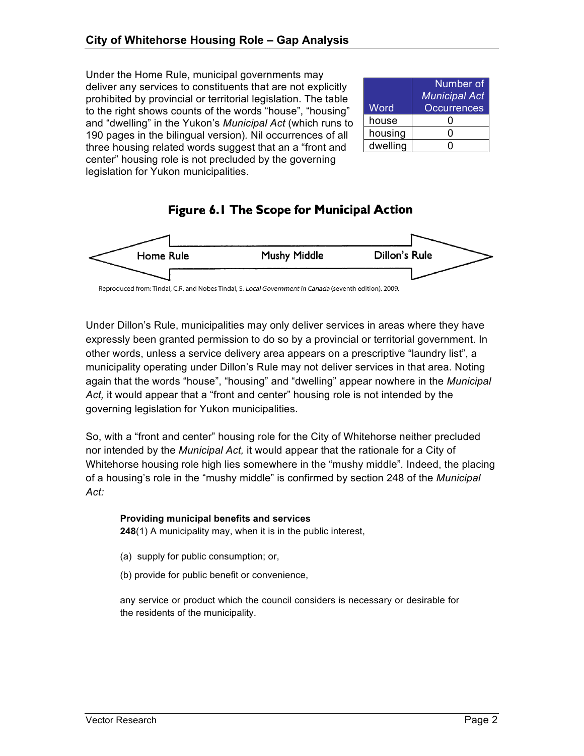Under the Home Rule, municipal governments may deliver any services to constituents that are not explicitly prohibited by provincial or territorial legislation. The table to the right shows counts of the words “house”, “housing” and “dwelling” in the Yukon’s *Municipal Act* (which runs to 190 pages in the bilingual version). Nil occurrences of all three housing related words suggest that an a “front and center” housing role is not precluded by the governing legislation for Yukon municipalities.

| Word | Number of *Municipal Act* Occurrences |
|---|---|
| house | 0 |
| housing | 0 |
| dwelling | 0 |

**Figure 6.1 The Scope for Municipal Action**

Home Rule ← Mushy Middle → Dillon’s Rule

Reproduced from: Tindal, C.R. and Nobes Tindal, S. *Local Government in Canada* (seventh edition). 2009.

Under Dillon’s Rule, municipalities may only deliver services in areas where they have expressly been granted permission to do so by a provincial or territorial government. In other words, unless a service delivery area appears on a prescriptive “laundry list”, a municipality operating under Dillon’s Rule may not deliver services in that area. Noting again that the words “house”, “housing” and “dwelling” appear nowhere in the *Municipal Act,* it would appear that a “front and center” housing role is not intended by the governing legislation for Yukon municipalities.

So, with a “front and center” housing role for the City of Whitehorse neither precluded nor intended by the *Municipal Act,* it would appear that the rationale for a City of Whitehorse housing role high lies somewhere in the “mushy middle”. Indeed, the placing of a housing’s role in the “mushy middle” is confirmed by section 248 of the *Municipal Act:*

> **Providing municipal benefits and services**
> **248**(1) A municipality may, when it is in the public interest,
>
> (a) supply for public consumption; or,
>
> (b) provide for public benefit or convenience,
>
> any service or product which the council considers is necessary or desirable for the residents of the municipality.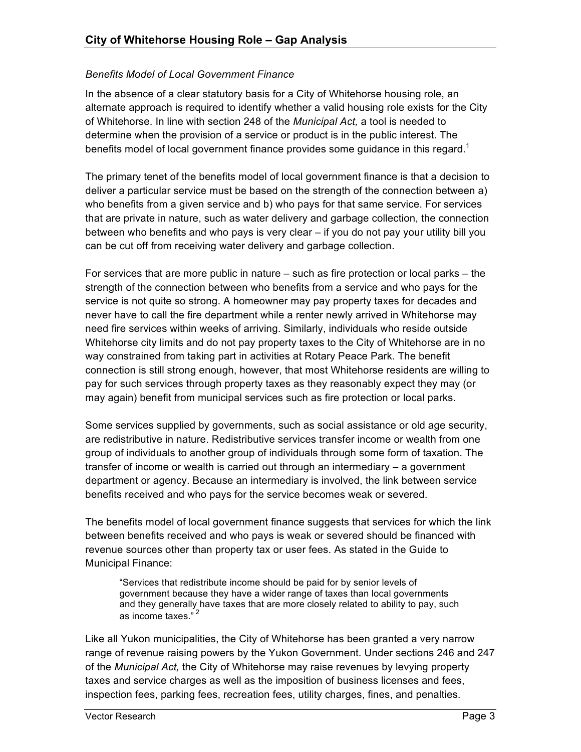*Benefits Model of Local Government Finance*

In the absence of a clear statutory basis for a City of Whitehorse housing role, an alternate approach is required to identify whether a valid housing role exists for the City of Whitehorse. In line with section 248 of the *Municipal Act,* a tool is needed to determine when the provision of a service or product is in the public interest. The benefits model of local government finance provides some guidance in this regard.[1]

The primary tenet of the benefits model of local government finance is that a decision to deliver a particular service must be based on the strength of the connection between a) who benefits from a given service and b) who pays for that same service. For services that are private in nature, such as water delivery and garbage collection, the connection between who benefits and who pays is very clear – if you do not pay your utility bill you can be cut off from receiving water delivery and garbage collection.

For services that are more public in nature – such as fire protection or local parks – the strength of the connection between who benefits from a service and who pays for the service is not quite so strong. A homeowner may pay property taxes for decades and never have to call the fire department while a renter newly arrived in Whitehorse may need fire services within weeks of arriving. Similarly, individuals who reside outside Whitehorse city limits and do not pay property taxes to the City of Whitehorse are in no way constrained from taking part in activities at Rotary Peace Park. The benefit connection is still strong enough, however, that most Whitehorse residents are willing to pay for such services through property taxes as they reasonably expect they may (or may again) benefit from municipal services such as fire protection or local parks.

Some services supplied by governments, such as social assistance or old age security, are redistributive in nature. Redistributive services transfer income or wealth from one group of individuals to another group of individuals through some form of taxation. The transfer of income or wealth is carried out through an intermediary – a government department or agency. Because an intermediary is involved, the link between service benefits received and who pays for the service becomes weak or severed.

The benefits model of local government finance suggests that services for which the link between benefits received and who pays is weak or severed should be financed with revenue sources other than property tax or user fees. As stated in the Guide to Municipal Finance:

> "Services that redistribute income should be paid for by senior levels of government because they have a wider range of taxes than local governments and they generally have taxes that are more closely related to ability to pay, such as income taxes." [2]

Like all Yukon municipalities, the City of Whitehorse has been granted a very narrow range of revenue raising powers by the Yukon Government. Under sections 246 and 247 of the *Municipal Act,* the City of Whitehorse may raise revenues by levying property taxes and service charges as well as the imposition of business licenses and fees, inspection fees, parking fees, recreation fees, utility charges, fines, and penalties.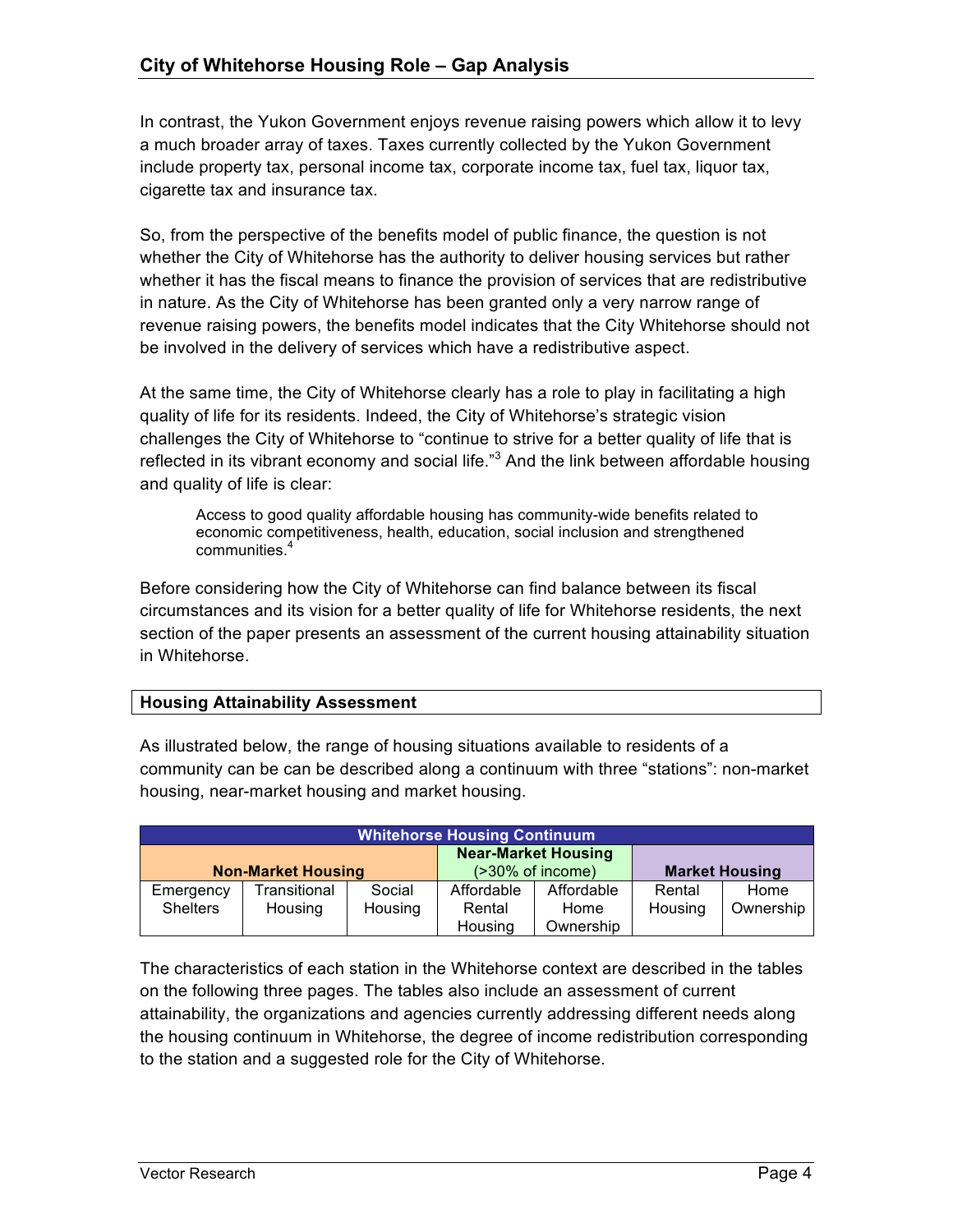In contrast, the Yukon Government enjoys revenue raising powers which allow it to levy a much broader array of taxes. Taxes currently collected by the Yukon Government include property tax, personal income tax, corporate income tax, fuel tax, liquor tax, cigarette tax and insurance tax.

So, from the perspective of the benefits model of public finance, the question is not whether the City of Whitehorse has the authority to deliver housing services but rather whether it has the fiscal means to finance the provision of services that are redistributive in nature. As the City of Whitehorse has been granted only a very narrow range of revenue raising powers, the benefits model indicates that the City Whitehorse should not be involved in the delivery of services which have a redistributive aspect.

At the same time, the City of Whitehorse clearly has a role to play in facilitating a high quality of life for its residents. Indeed, the City of Whitehorse's strategic vision challenges the City of Whitehorse to "continue to strive for a better quality of life that is reflected in its vibrant economy and social life."[3] And the link between affordable housing and quality of life is clear:

> Access to good quality affordable housing has community-wide benefits related to economic competitiveness, health, education, social inclusion and strengthened communities.[4]

Before considering how the City of Whitehorse can find balance between its fiscal circumstances and its vision for a better quality of life for Whitehorse residents, the next section of the paper presents an assessment of the current housing attainability situation in Whitehorse.

## Housing Attainability Assessment

As illustrated below, the range of housing situations available to residents of a community can be can be described along a continuum with three "stations": non-market housing, near-market housing and market housing.

| Whitehorse Housing Continuum | | | | | | |
|---|---|---|---|---|---|---|
| **Non-Market Housing** | | | **Near-Market Housing (>30% of income)** | | **Market Housing** | |
| Emergency Shelters | Transitional Housing | Social Housing | Affordable Rental Housing | Affordable Home Ownership | Rental Housing | Home Ownership |

The characteristics of each station in the Whitehorse context are described in the tables on the following three pages. The tables also include an assessment of current attainability, the organizations and agencies currently addressing different needs along the housing continuum in Whitehorse, the degree of income redistribution corresponding to the station and a suggested role for the City of Whitehorse.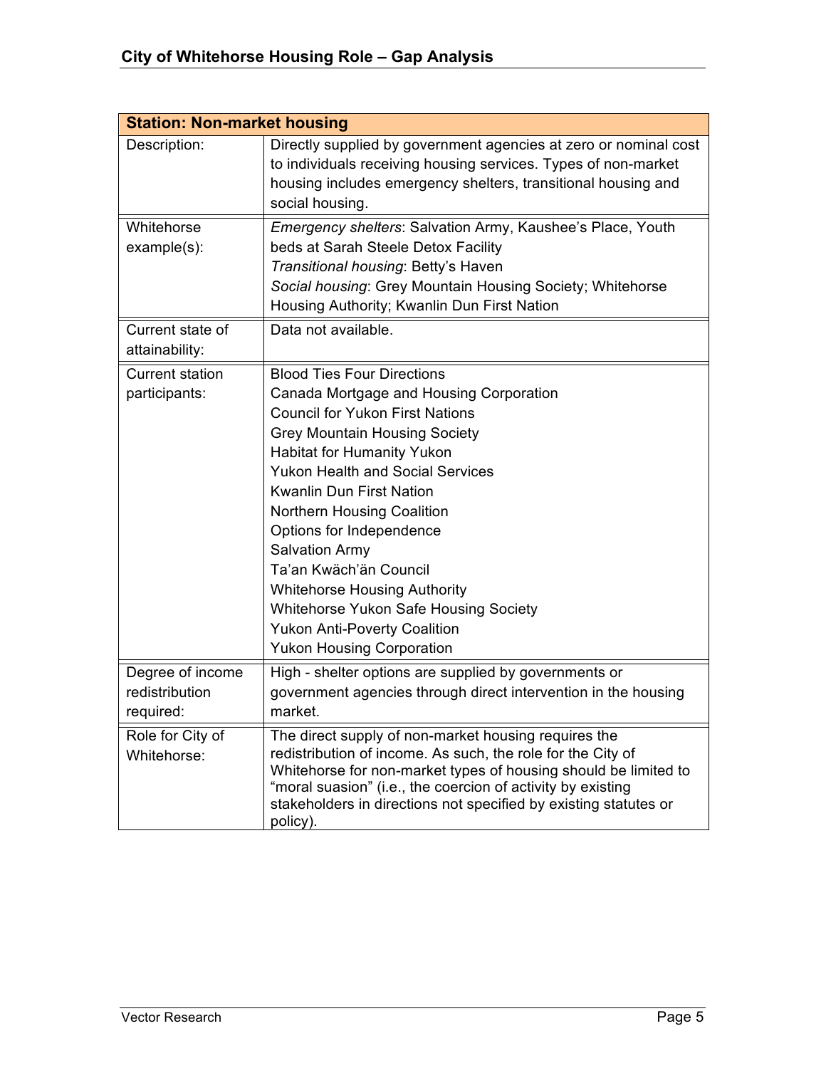| Station: Non-market housing | |
|---|---|
| Description: | Directly supplied by government agencies at zero or nominal cost to individuals receiving housing services. Types of non-market housing includes emergency shelters, transitional housing and social housing. |
| Whitehorse example(s): | *Emergency shelters*: Salvation Army, Kaushee's Place, Youth beds at Sarah Steele Detox Facility<br>*Transitional housing*: Betty's Haven<br>*Social housing*: Grey Mountain Housing Society; Whitehorse Housing Authority; Kwanlin Dun First Nation |
| Current state of attainability: | Data not available. |
| Current station participants: | Blood Ties Four Directions<br>Canada Mortgage and Housing Corporation<br>Council for Yukon First Nations<br>Grey Mountain Housing Society<br>Habitat for Humanity Yukon<br>Yukon Health and Social Services<br>Kwanlin Dun First Nation<br>Northern Housing Coalition<br>Options for Independence<br>Salvation Army<br>Ta'an Kwäch'än Council<br>Whitehorse Housing Authority<br>Whitehorse Yukon Safe Housing Society<br>Yukon Anti-Poverty Coalition<br>Yukon Housing Corporation |
| Degree of income redistribution required: | High - shelter options are supplied by governments or government agencies through direct intervention in the housing market. |
| Role for City of Whitehorse: | The direct supply of non-market housing requires the redistribution of income. As such, the role for the City of Whitehorse for non-market types of housing should be limited to "moral suasion" (i.e., the coercion of activity by existing stakeholders in directions not specified by existing statutes or policy). |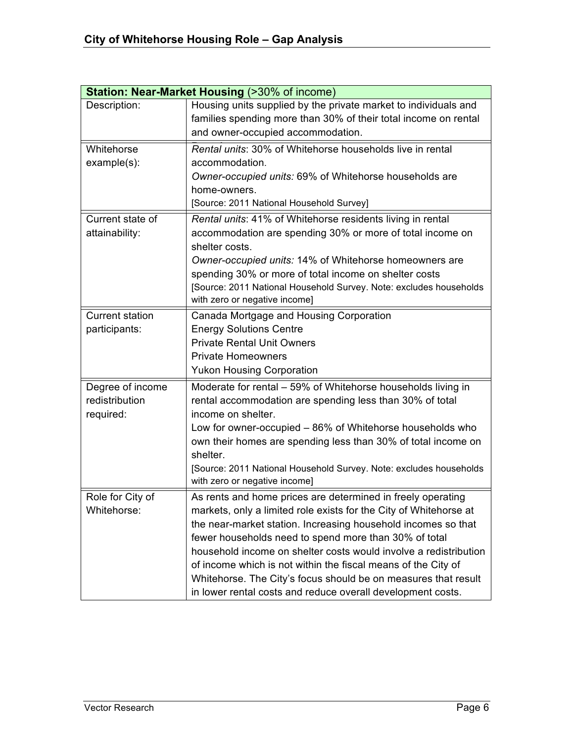| **Station: Near-Market Housing** (>30% of income) | |
|---|---|
| Description: | Housing units supplied by the private market to individuals and families spending more than 30% of their total income on rental and owner-occupied accommodation. |
| Whitehorse example(s): | *Rental units*: 30% of Whitehorse households live in rental accommodation.<br>*Owner-occupied units:* 69% of Whitehorse households are home-owners.<br>[Source: 2011 National Household Survey] |
| Current state of attainability: | *Rental units*: 41% of Whitehorse residents living in rental accommodation are spending 30% or more of total income on shelter costs.<br>*Owner-occupied units:* 14% of Whitehorse homeowners are spending 30% or more of total income on shelter costs<br>[Source: 2011 National Household Survey. Note: excludes households with zero or negative income] |
| Current station participants: | Canada Mortgage and Housing Corporation<br>Energy Solutions Centre<br>Private Rental Unit Owners<br>Private Homeowners<br>Yukon Housing Corporation |
| Degree of income redistribution required: | Moderate for rental – 59% of Whitehorse households living in rental accommodation are spending less than 30% of total income on shelter.<br>Low for owner-occupied – 86% of Whitehorse households who own their homes are spending less than 30% of total income on shelter.<br>[Source: 2011 National Household Survey. Note: excludes households with zero or negative income] |
| Role for City of Whitehorse: | As rents and home prices are determined in freely operating markets, only a limited role exists for the City of Whitehorse at the near-market station. Increasing household incomes so that fewer households need to spend more than 30% of total household income on shelter costs would involve a redistribution of income which is not within the fiscal means of the City of Whitehorse. The City's focus should be on measures that result in lower rental costs and reduce overall development costs. |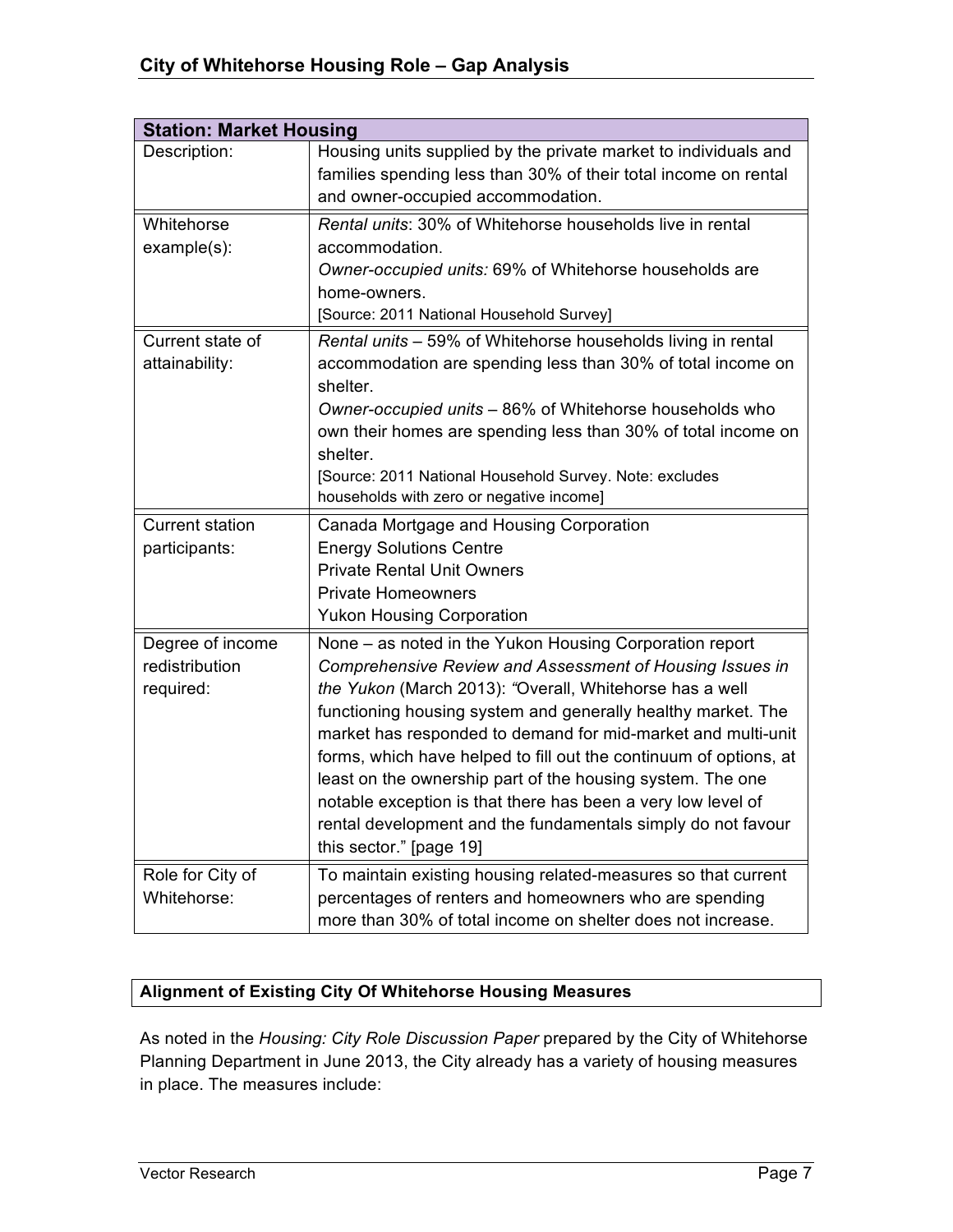| Station: Market Housing | |
|---|---|
| Description: | Housing units supplied by the private market to individuals and families spending less than 30% of their total income on rental and owner-occupied accommodation. |
| Whitehorse example(s): | *Rental units*: 30% of Whitehorse households live in rental accommodation.<br>*Owner-occupied units:* 69% of Whitehorse households are home-owners.<br>[Source: 2011 National Household Survey] |
| Current state of attainability: | *Rental units* – 59% of Whitehorse households living in rental accommodation are spending less than 30% of total income on shelter.<br>*Owner-occupied units* – 86% of Whitehorse households who own their homes are spending less than 30% of total income on shelter.<br>[Source: 2011 National Household Survey. Note: excludes households with zero or negative income] |
| Current station participants: | Canada Mortgage and Housing Corporation<br>Energy Solutions Centre<br>Private Rental Unit Owners<br>Private Homeowners<br>Yukon Housing Corporation |
| Degree of income redistribution required: | None – as noted in the Yukon Housing Corporation report *Comprehensive Review and Assessment of Housing Issues in the Yukon* (March 2013): *"*Overall, Whitehorse has a well functioning housing system and generally healthy market. The market has responded to demand for mid-market and multi-unit forms, which have helped to fill out the continuum of options, at least on the ownership part of the housing system. The one notable exception is that there has been a very low level of rental development and the fundamentals simply do not favour this sector." [page 19] |
| Role for City of Whitehorse: | To maintain existing housing related-measures so that current percentages of renters and homeowners who are spending more than 30% of total income on shelter does not increase. |

**Alignment of Existing City Of Whitehorse Housing Measures**

As noted in the *Housing: City Role Discussion Paper* prepared by the City of Whitehorse Planning Department in June 2013, the City already has a variety of housing measures in place. The measures include: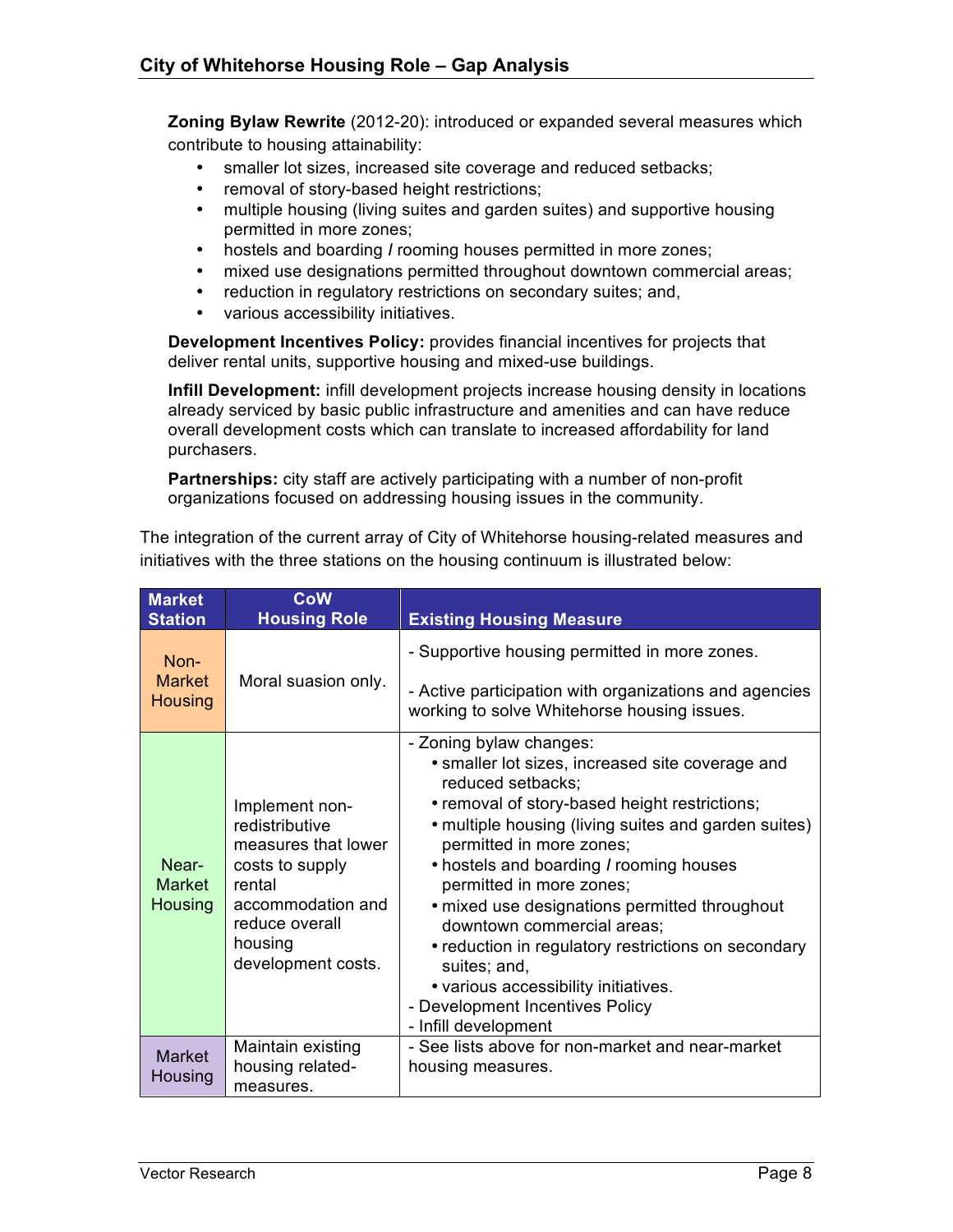**Zoning Bylaw Rewrite** (2012-20): introduced or expanded several measures which contribute to housing attainability:

- smaller lot sizes, increased site coverage and reduced setbacks;
- removal of story-based height restrictions;
- multiple housing (living suites and garden suites) and supportive housing permitted in more zones;
- hostels and boarding / rooming houses permitted in more zones;
- mixed use designations permitted throughout downtown commercial areas;
- reduction in regulatory restrictions on secondary suites; and,
- various accessibility initiatives.

**Development Incentives Policy:** provides financial incentives for projects that deliver rental units, supportive housing and mixed-use buildings.

**Infill Development:** infill development projects increase housing density in locations already serviced by basic public infrastructure and amenities and can have reduce overall development costs which can translate to increased affordability for land purchasers.

**Partnerships:** city staff are actively participating with a number of non-profit organizations focused on addressing housing issues in the community.

The integration of the current array of City of Whitehorse housing-related measures and initiatives with the three stations on the housing continuum is illustrated below:

| Market Station | CoW Housing Role | Existing Housing Measure |
|---|---|---|
| Non-Market Housing | Moral suasion only. | - Supportive housing permitted in more zones.<br><br>- Active participation with organizations and agencies working to solve Whitehorse housing issues. |
| Near-Market Housing | Implement non-redistributive measures that lower costs to supply rental accommodation and reduce overall housing development costs. | - Zoning bylaw changes:<br>• smaller lot sizes, increased site coverage and reduced setbacks;<br>• removal of story-based height restrictions;<br>• multiple housing (living suites and garden suites) permitted in more zones;<br>• hostels and boarding / rooming houses permitted in more zones;<br>• mixed use designations permitted throughout downtown commercial areas;<br>• reduction in regulatory restrictions on secondary suites; and,<br>• various accessibility initiatives.<br>- Development Incentives Policy<br>- Infill development |
| Market Housing | Maintain existing housing related-measures. | - See lists above for non-market and near-market housing measures. |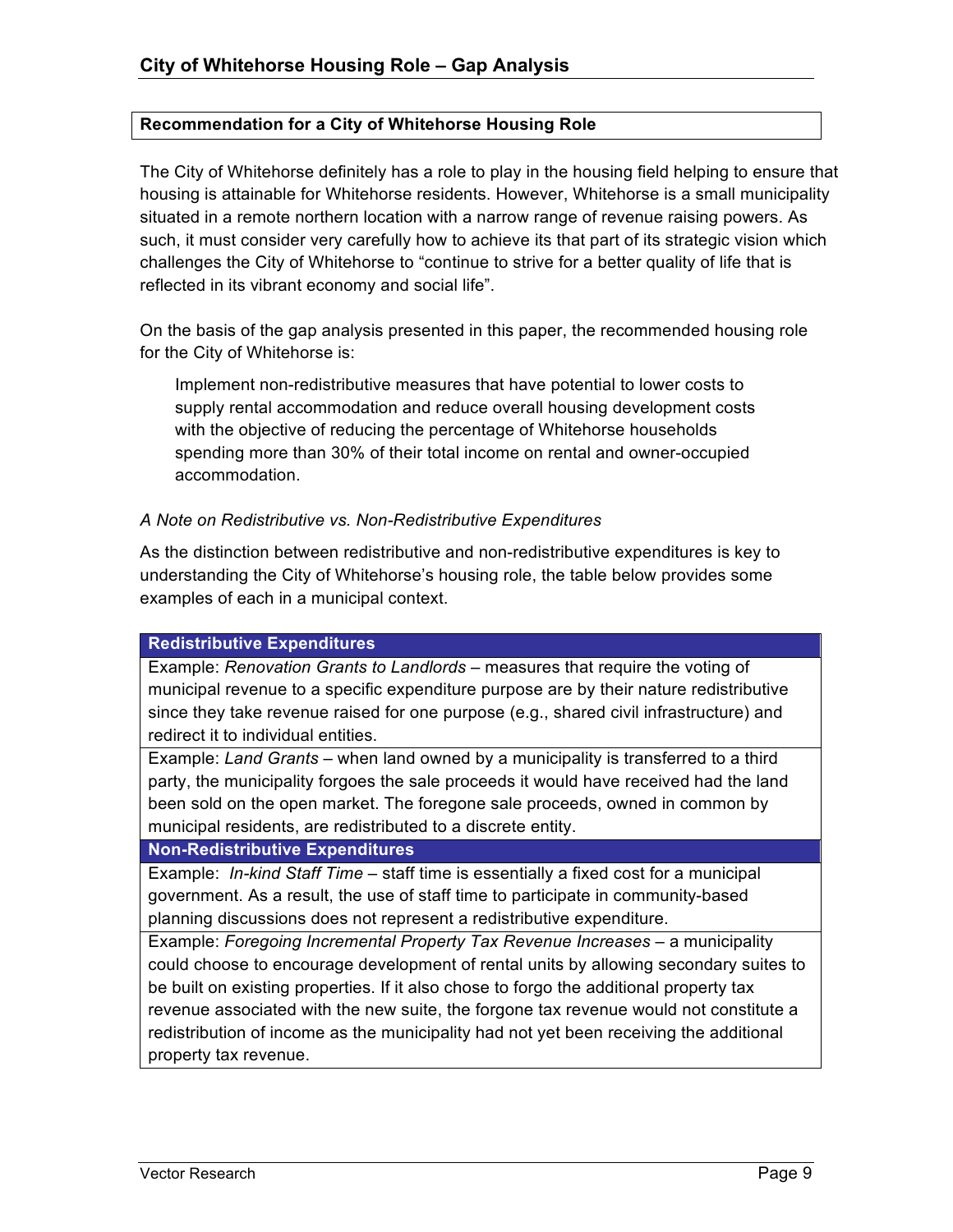## Recommendation for a City of Whitehorse Housing Role

The City of Whitehorse definitely has a role to play in the housing field helping to ensure that housing is attainable for Whitehorse residents. However, Whitehorse is a small municipality situated in a remote northern location with a narrow range of revenue raising powers. As such, it must consider very carefully how to achieve its that part of its strategic vision which challenges the City of Whitehorse to "continue to strive for a better quality of life that is reflected in its vibrant economy and social life".

On the basis of the gap analysis presented in this paper, the recommended housing role for the City of Whitehorse is:

> Implement non-redistributive measures that have potential to lower costs to supply rental accommodation and reduce overall housing development costs with the objective of reducing the percentage of Whitehorse households spending more than 30% of their total income on rental and owner-occupied accommodation.

*A Note on Redistributive vs. Non-Redistributive Expenditures*

As the distinction between redistributive and non-redistributive expenditures is key to understanding the City of Whitehorse's housing role, the table below provides some examples of each in a municipal context.

| **Redistributive Expenditures** |
|---|
| Example: *Renovation Grants to Landlords* – measures that require the voting of municipal revenue to a specific expenditure purpose are by their nature redistributive since they take revenue raised for one purpose (e.g., shared civil infrastructure) and redirect it to individual entities. |
| Example: *Land Grants* – when land owned by a municipality is transferred to a third party, the municipality forgoes the sale proceeds it would have received had the land been sold on the open market. The foregone sale proceeds, owned in common by municipal residents, are redistributed to a discrete entity. |
| **Non-Redistributive Expenditures** |
| Example: *In-kind Staff Time* – staff time is essentially a fixed cost for a municipal government. As a result, the use of staff time to participate in community-based planning discussions does not represent a redistributive expenditure. |
| Example: *Foregoing Incremental Property Tax Revenue Increases* – a municipality could choose to encourage development of rental units by allowing secondary suites to be built on existing properties. If it also chose to forgo the additional property tax revenue associated with the new suite, the forgone tax revenue would not constitute a redistribution of income as the municipality had not yet been receiving the additional property tax revenue. |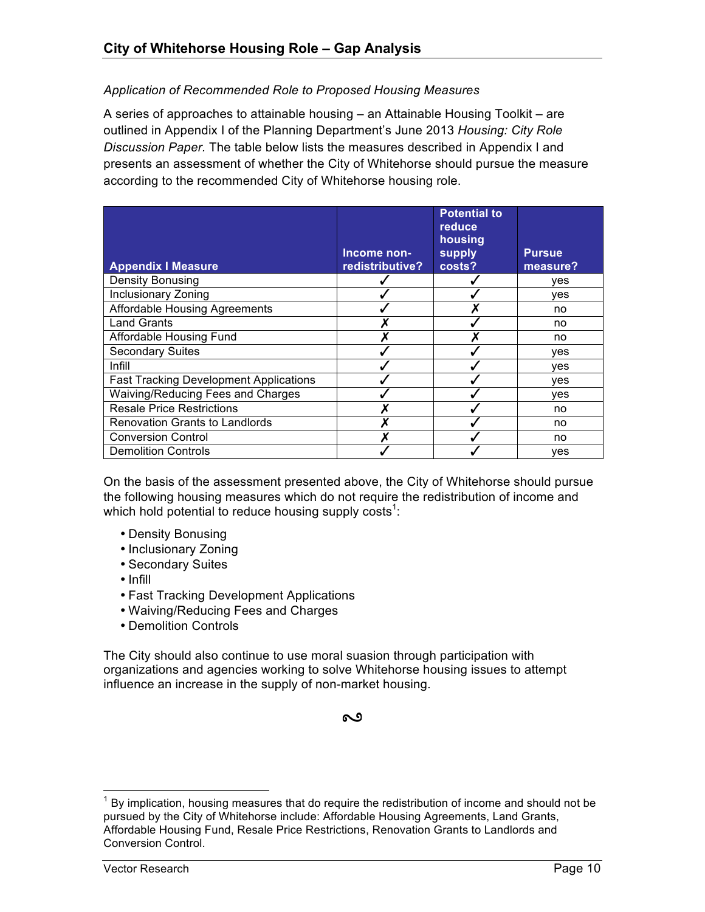*Application of Recommended Role to Proposed Housing Measures*

A series of approaches to attainable housing – an Attainable Housing Toolkit – are outlined in Appendix I of the Planning Department's June 2013 *Housing: City Role Discussion Paper.* The table below lists the measures described in Appendix I and presents an assessment of whether the City of Whitehorse should pursue the measure according to the recommended City of Whitehorse housing role.

| Appendix I Measure | Income non-redistributive? | Potential to reduce housing supply costs? | Pursue measure? |
|---|---|---|---|
| Density Bonusing | ✓ | ✓ | yes |
| Inclusionary Zoning | ✓ | ✓ | yes |
| Affordable Housing Agreements | ✓ | ✗ | no |
| Land Grants | ✗ | ✓ | no |
| Affordable Housing Fund | ✗ | ✗ | no |
| Secondary Suites | ✓ | ✓ | yes |
| Infill | ✓ | ✓ | yes |
| Fast Tracking Development Applications | ✓ | ✓ | yes |
| Waiving/Reducing Fees and Charges | ✓ | ✓ | yes |
| Resale Price Restrictions | ✗ | ✓ | no |
| Renovation Grants to Landlords | ✗ | ✓ | no |
| Conversion Control | ✗ | ✓ | no |
| Demolition Controls | ✓ | ✓ | yes |

On the basis of the assessment presented above, the City of Whitehorse should pursue the following housing measures which do not require the redistribution of income and which hold potential to reduce housing supply costs[1]:

- Density Bonusing
- Inclusionary Zoning
- Secondary Suites
- Infill
- Fast Tracking Development Applications
- Waiving/Reducing Fees and Charges
- Demolition Controls

The City should also continue to use moral suasion through participation with organizations and agencies working to solve Whitehorse housing issues to attempt influence an increase in the supply of non-market housing.

∾

[1] By implication, housing measures that do require the redistribution of income and should not be pursued by the City of Whitehorse include: Affordable Housing Agreements, Land Grants, Affordable Housing Fund, Resale Price Restrictions, Renovation Grants to Landlords and Conversion Control.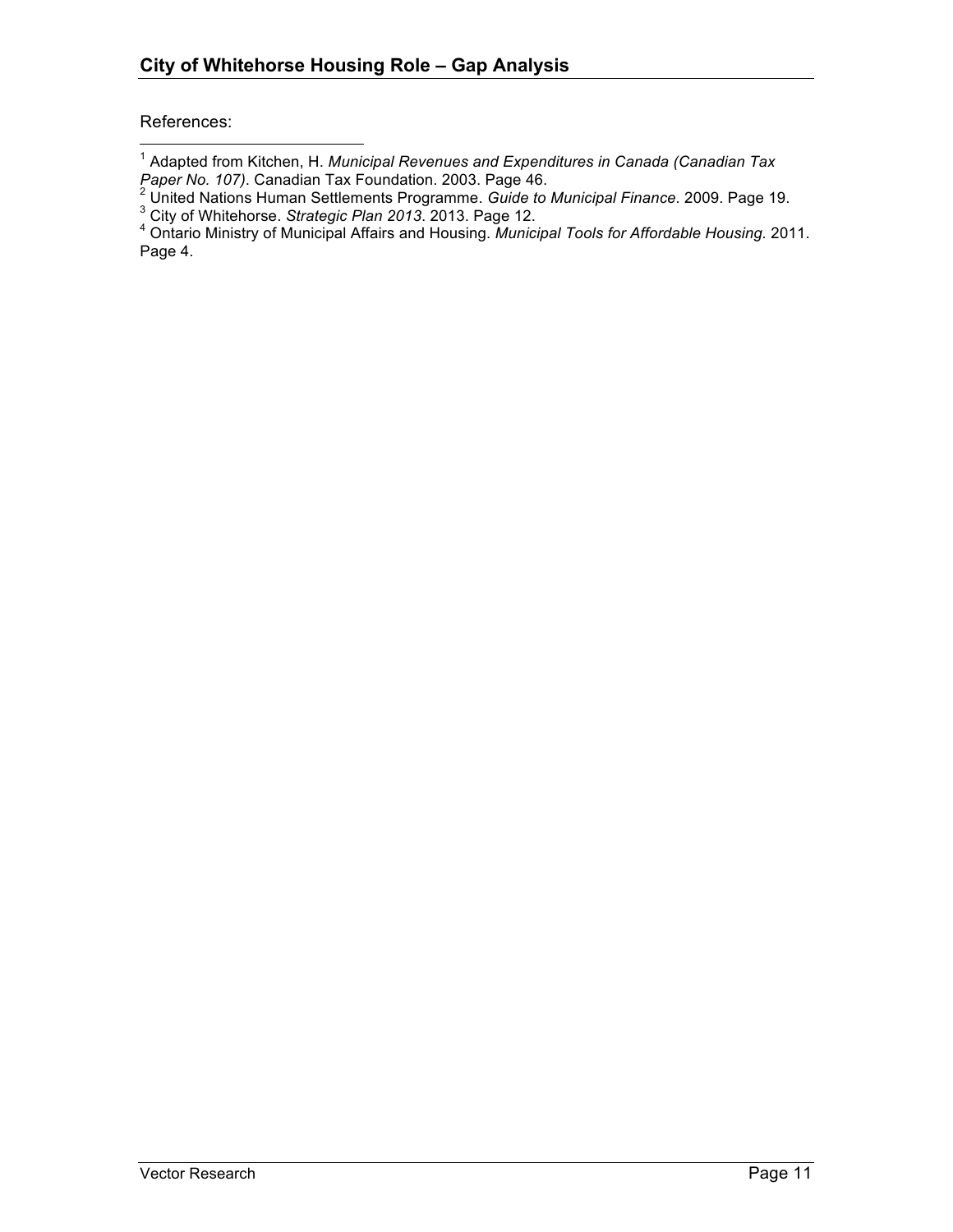References:

[1] Adapted from Kitchen, H. *Municipal Revenues and Expenditures in Canada (Canadian Tax Paper No. 107)*. Canadian Tax Foundation. 2003. Page 46.

[2] United Nations Human Settlements Programme. *Guide to Municipal Finance*. 2009. Page 19.

[3] City of Whitehorse. *Strategic Plan 2013*. 2013. Page 12.

[4] Ontario Ministry of Municipal Affairs and Housing. *Municipal Tools for Affordable Housing*. 2011. Page 4.